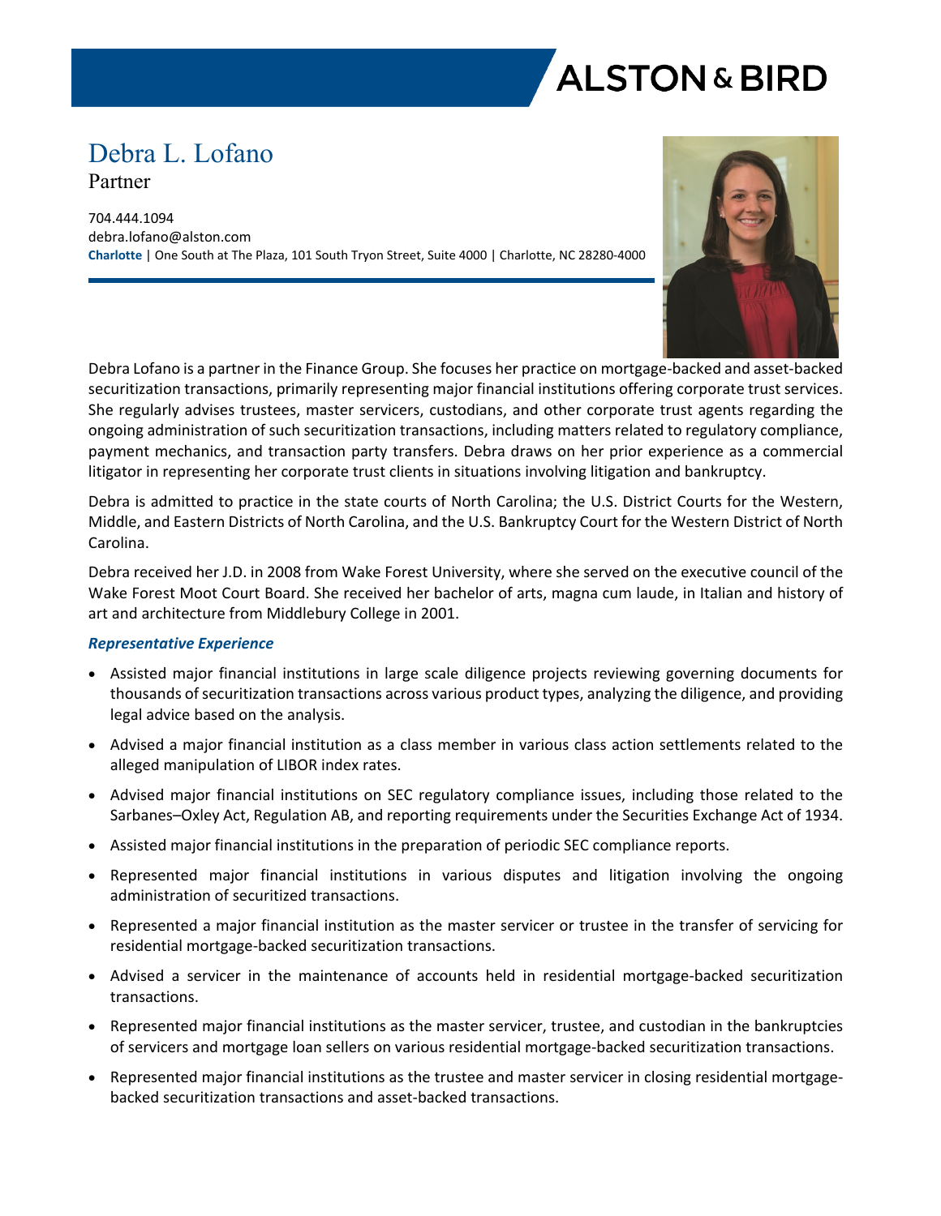ALSTON & BIRD

# Debra L. Lofano

Partner

704.444.1094
debra.lofano@alston.com
**Charlotte** | One South at The Plaza, 101 South Tryon Street, Suite 4000 | Charlotte, NC 28280-4000

Debra Lofano is a partner in the Finance Group. She focuses her practice on mortgage-backed and asset-backed securitization transactions, primarily representing major financial institutions offering corporate trust services. She regularly advises trustees, master servicers, custodians, and other corporate trust agents regarding the ongoing administration of such securitization transactions, including matters related to regulatory compliance, payment mechanics, and transaction party transfers. Debra draws on her prior experience as a commercial litigator in representing her corporate trust clients in situations involving litigation and bankruptcy.

Debra is admitted to practice in the state courts of North Carolina; the U.S. District Courts for the Western, Middle, and Eastern Districts of North Carolina, and the U.S. Bankruptcy Court for the Western District of North Carolina.

Debra received her J.D. in 2008 from Wake Forest University, where she served on the executive council of the Wake Forest Moot Court Board. She received her bachelor of arts, magna cum laude, in Italian and history of art and architecture from Middlebury College in 2001.

### *Representative Experience*

- Assisted major financial institutions in large scale diligence projects reviewing governing documents for thousands of securitization transactions across various product types, analyzing the diligence, and providing legal advice based on the analysis.
- Advised a major financial institution as a class member in various class action settlements related to the alleged manipulation of LIBOR index rates.
- Advised major financial institutions on SEC regulatory compliance issues, including those related to the Sarbanes–Oxley Act, Regulation AB, and reporting requirements under the Securities Exchange Act of 1934.
- Assisted major financial institutions in the preparation of periodic SEC compliance reports.
- Represented major financial institutions in various disputes and litigation involving the ongoing administration of securitized transactions.
- Represented a major financial institution as the master servicer or trustee in the transfer of servicing for residential mortgage-backed securitization transactions.
- Advised a servicer in the maintenance of accounts held in residential mortgage-backed securitization transactions.
- Represented major financial institutions as the master servicer, trustee, and custodian in the bankruptcies of servicers and mortgage loan sellers on various residential mortgage-backed securitization transactions.
- Represented major financial institutions as the trustee and master servicer in closing residential mortgage-backed securitization transactions and asset-backed transactions.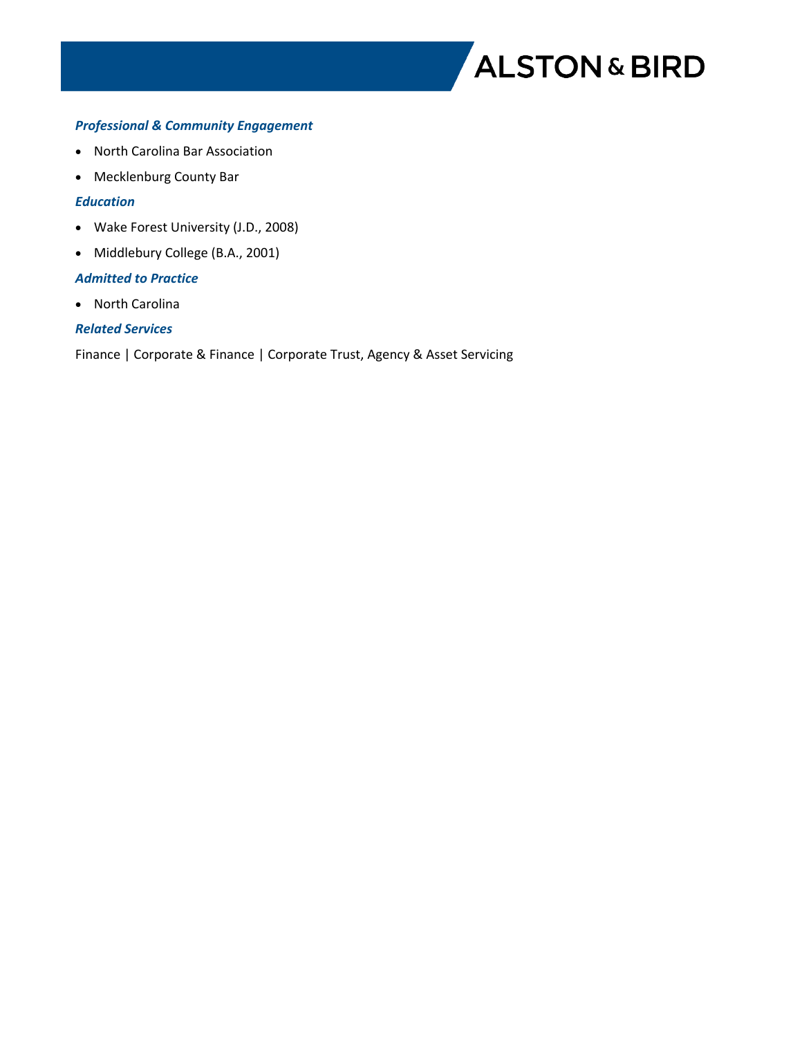### *Professional & Community Engagement*

- North Carolina Bar Association
- Mecklenburg County Bar

### *Education*

- Wake Forest University (J.D., 2008)
- Middlebury College (B.A., 2001)

### *Admitted to Practice*

- North Carolina

### *Related Services*

Finance | Corporate & Finance | Corporate Trust, Agency & Asset Servicing